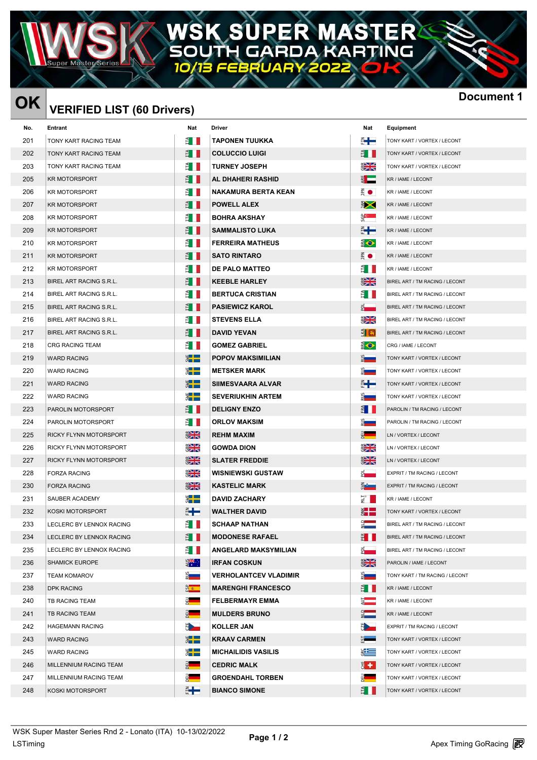# WSK SUPER MASTER
## SOUTH GARDA KARTING
### 10/13 FEBRUARY 2022 OK

**OK** — **VERIFIED LIST (60 Drivers)** — **Document 1**

| No. | Entrant | Nat | Driver | Nat | Equipment |
|---|---|---|---|---|---|
| 201 | TONY KART RACING TEAM | ITA | TAPONEN TUUKKA | FIN | TONY KART / VORTEX / LECONT |
| 202 | TONY KART RACING TEAM | ITA | COLUCCIO LUIGI | ITA | TONY KART / VORTEX / LECONT |
| 203 | TONY KART RACING TEAM | ITA | TURNEY JOSEPH | GBR | TONY KART / VORTEX / LECONT |
| 205 | KR MOTORSPORT | ITA | AL DHAHERI RASHID | ARE | KR / IAME / LECONT |
| 206 | KR MOTORSPORT | ITA | NAKAMURA BERTA KEAN | JPN | KR / IAME / LECONT |
| 207 | KR MOTORSPORT | ITA | POWELL ALEX | JAM | KR / IAME / LECONT |
| 208 | KR MOTORSPORT | ITA | BOHRA AKSHAY | SGP | KR / IAME / LECONT |
| 209 | KR MOTORSPORT | ITA | SAMMALISTO LUKA | FIN | KR / IAME / LECONT |
| 210 | KR MOTORSPORT | ITA | FERREIRA MATHEUS | BRA | KR / IAME / LECONT |
| 211 | KR MOTORSPORT | ITA | SATO RINTARO | JPN | KR / IAME / LECONT |
| 212 | KR MOTORSPORT | ITA | DE PALO MATTEO | ITA | KR / IAME / LECONT |
| 213 | BIREL ART RACING S.R.L. | ITA | KEEBLE HARLEY | GBR | BIREL ART / TM RACING / LECONT |
| 214 | BIREL ART RACING S.R.L. | ITA | BERTUCA CRISTIAN | ITA | BIREL ART / TM RACING / LECONT |
| 215 | BIREL ART RACING S.R.L. | ITA | PASIEWICZ KAROL | POL | BIREL ART / TM RACING / LECONT |
| 216 | BIREL ART RACING S.R.L. | ITA | STEVENS ELLA | GBR | BIREL ART / TM RACING / LECONT |
| 217 | BIREL ART RACING S.R.L. | ITA | DAVID YEVAN | LKA | BIREL ART / TM RACING / LECONT |
| 218 | CRG RACING TEAM | ITA | GOMEZ GABRIEL | BRA | CRG / IAME / LECONT |
| 219 | WARD RACING | SWE | POPOV MAKSIMILIAN | RUS | TONY KART / VORTEX / LECONT |
| 220 | WARD RACING | SWE | METSKER MARK | RUS | TONY KART / VORTEX / LECONT |
| 221 | WARD RACING | SWE | SIIMESVAARA ALVAR | FIN | TONY KART / VORTEX / LECONT |
| 222 | WARD RACING | SWE | SEVERIUKHIN ARTEM | RUS | TONY KART / VORTEX / LECONT |
| 223 | PAROLIN MOTORSPORT | ITA | DELIGNY ENZO | FRA | PAROLIN / TM RACING / LECONT |
| 224 | PAROLIN MOTORSPORT | ITA | ORLOV MAKSIM | RUS | PAROLIN / TM RACING / LECONT |
| 225 | RICKY FLYNN MOTORSPORT | GBR | REHM MAXIM | DEU | LN / VORTEX / LECONT |
| 226 | RICKY FLYNN MOTORSPORT | GBR | GOWDA DION | GBR | LN / VORTEX / LECONT |
| 227 | RICKY FLYNN MOTORSPORT | GBR | SLATER FREDDIE | GBR | LN / VORTEX / LECONT |
| 228 | FORZA RACING | GBR | WISNIEWSKI GUSTAW | POL | EXPRIT / TM RACING / LECONT |
| 230 | FORZA RACING | GBR | KASTELIC MARK | SVN | EXPRIT / TM RACING / LECONT |
| 231 | SAUBER ACADEMY | SWE | DAVID ZACHARY | MLT | KR / IAME / LECONT |
| 232 | KOSKI MOTORSPORT | FIN | WALTHER DAVID | DNK | TONY KART / VORTEX / LECONT |
| 233 | LECLERC BY LENNOX RACING | ITA | SCHAAP NATHAN | NLD | BIREL ART / TM RACING / LECONT |
| 234 | LECLERC BY LENNOX RACING | ITA | MODONESE RAFAEL | PER | BIREL ART / TM RACING / LECONT |
| 235 | LECLERC BY LENNOX RACING | ITA | ANGELARD MAKSYMILIAN | POL | BIREL ART / TM RACING / LECONT |
| 236 | SHAMICK EUROPE | AUS | IRFAN COSKUN | GBR | PAROLIN / IAME / LECONT |
| 237 | TEAM KOMAROV | RUS | VERHOLANTCEV VLADIMIR | RUS | TONY KART / TM RACING / LECONT |
| 238 | DPK RACING | ESP | MARENGHI FRANCESCO | ITA | KR / IAME / LECONT |
| 240 | TB RACING TEAM | DEU | FELBERMAYR EMMA | AUT | KR / IAME / LECONT |
| 241 | TB RACING TEAM | DEU | MULDERS BRUNO | NLD | KR / IAME / LECONT |
| 242 | HAGEMANN RACING | CZE | KOLLER JAN | CZE | EXPRIT / TM RACING / LECONT |
| 243 | WARD RACING | SWE | KRAAV CARMEN | EST | TONY KART / VORTEX / LECONT |
| 245 | WARD RACING | SWE | MICHAILIDIS VASILIS | GRC | TONY KART / VORTEX / LECONT |
| 246 | MILLENNIUM RACING TEAM | DEU | CEDRIC MALK | CHE | TONY KART / VORTEX / LECONT |
| 247 | MILLENNIUM RACING TEAM | DEU | GROENDAHL TORBEN | DEU | TONY KART / VORTEX / LECONT |
| 248 | KOSKI MOTORSPORT | FIN | BIANCO SIMONE | ITA | TONY KART / VORTEX / LECONT |

WSK Super Master Series Rnd 2 - Lonato (ITA) 10-13/02/2022
LSTiming

Apex Timing GoRacing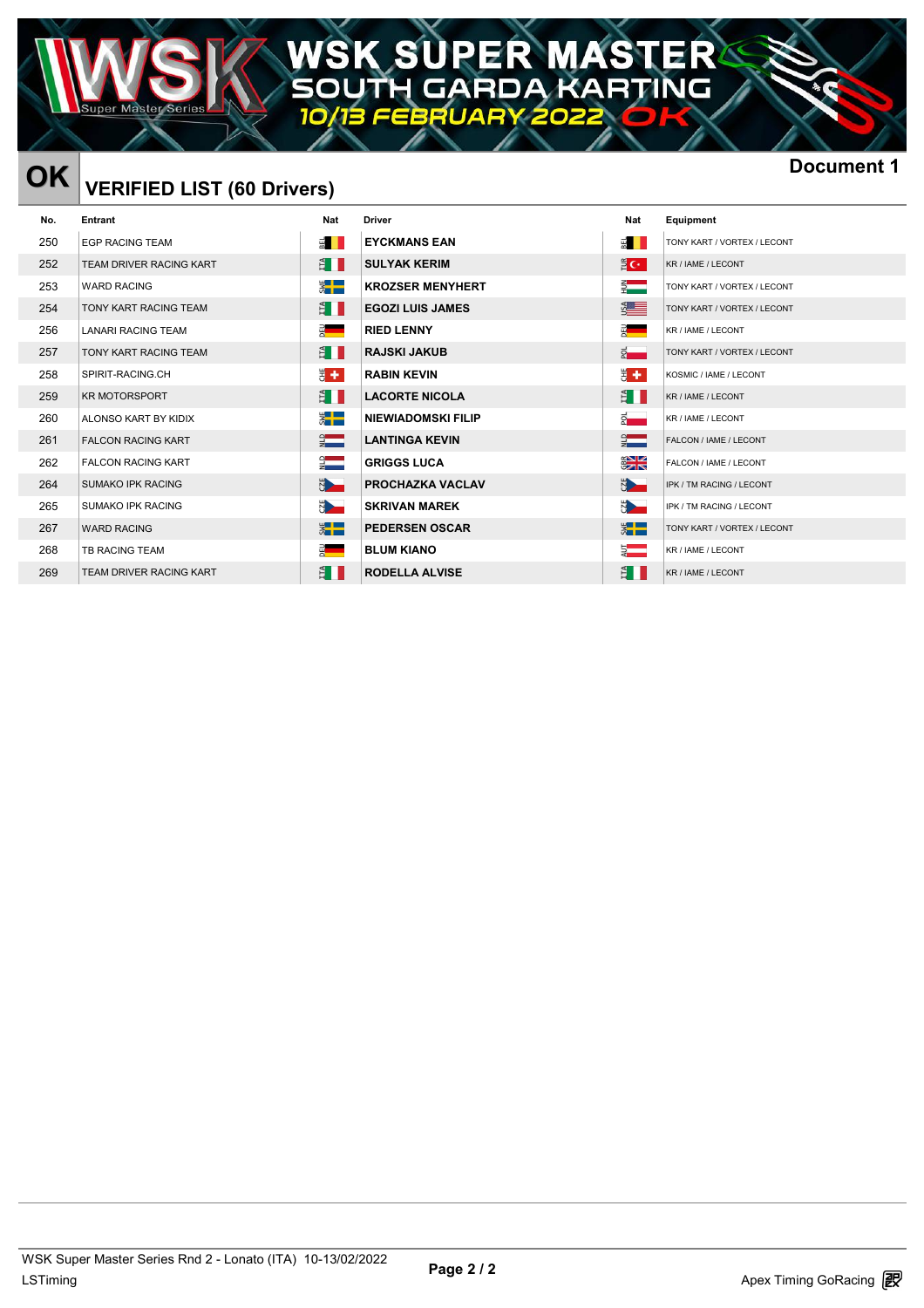# WSK SUPER MASTER
## SOUTH GARDA KARTING
### 10/13 FEBRUARY 2022 OK

**OK** — **VERIFIED LIST (60 Drivers)** — **Document 1**

| No. | Entrant | Nat | Driver | Nat | Equipment |
|---|---|---|---|---|---|
| 250 | EGP RACING TEAM | BEL | **EYCKMANS EAN** | BEL | TONY KART / VORTEX / LECONT |
| 252 | TEAM DRIVER RACING KART | ITA | **SULYAK KERIM** | TUR | KR / IAME / LECONT |
| 253 | WARD RACING | SWE | **KROZSER MENYHERT** | HUN | TONY KART / VORTEX / LECONT |
| 254 | TONY KART RACING TEAM | ITA | **EGOZI LUIS JAMES** | USA | TONY KART / VORTEX / LECONT |
| 256 | LANARI RACING TEAM | DEU | **RIED LENNY** | DEU | KR / IAME / LECONT |
| 257 | TONY KART RACING TEAM | ITA | **RAJSKI JAKUB** | POL | TONY KART / VORTEX / LECONT |
| 258 | SPIRIT-RACING.CH | CHE | **RABIN KEVIN** | CHE | KOSMIC / IAME / LECONT |
| 259 | KR MOTORSPORT | ITA | **LACORTE NICOLA** | ITA | KR / IAME / LECONT |
| 260 | ALONSO KART BY KIDIX | SWE | **NIEWIADOMSKI FILIP** | POL | KR / IAME / LECONT |
| 261 | FALCON RACING KART | NLD | **LANTINGA KEVIN** | NLD | FALCON / IAME / LECONT |
| 262 | FALCON RACING KART | NLD | **GRIGGS LUCA** | GBR | FALCON / IAME / LECONT |
| 264 | SUMAKO IPK RACING | CZE | **PROCHAZKA VACLAV** | CZE | IPK / TM RACING / LECONT |
| 265 | SUMAKO IPK RACING | CZE | **SKRIVAN MAREK** | CZE | IPK / TM RACING / LECONT |
| 267 | WARD RACING | SWE | **PEDERSEN OSCAR** | SWE | TONY KART / VORTEX / LECONT |
| 268 | TB RACING TEAM | DEU | **BLUM KIANO** | AUT | KR / IAME / LECONT |
| 269 | TEAM DRIVER RACING KART | ITA | **RODELLA ALVISE** | ITA | KR / IAME / LECONT |

WSK Super Master Series Rnd 2 - Lonato (ITA) 10-13/02/2022
LSTiming

Apex Timing GoRacing